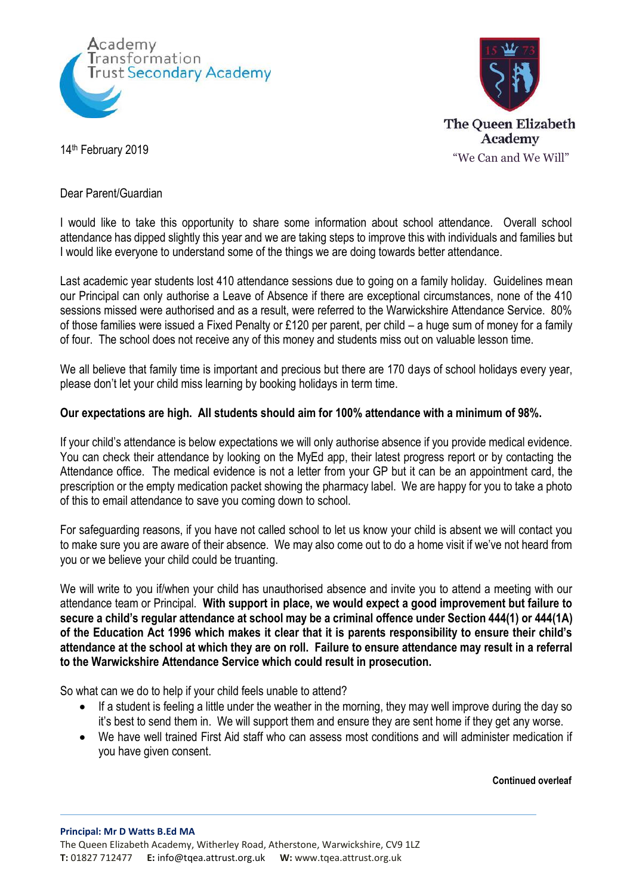Academy Transformation Trust Secondary Academy

The Queen Elizabeth Academy
"We Can and We Will"

14th February 2019

Dear Parent/Guardian

I would like to take this opportunity to share some information about school attendance. Overall school attendance has dipped slightly this year and we are taking steps to improve this with individuals and families but I would like everyone to understand some of the things we are doing towards better attendance.

Last academic year students lost 410 attendance sessions due to going on a family holiday. Guidelines mean our Principal can only authorise a Leave of Absence if there are exceptional circumstances, none of the 410 sessions missed were authorised and as a result, were referred to the Warwickshire Attendance Service. 80% of those families were issued a Fixed Penalty or £120 per parent, per child – a huge sum of money for a family of four. The school does not receive any of this money and students miss out on valuable lesson time.

We all believe that family time is important and precious but there are 170 days of school holidays every year, please don't let your child miss learning by booking holidays in term time.

**Our expectations are high. All students should aim for 100% attendance with a minimum of 98%.**

If your child's attendance is below expectations we will only authorise absence if you provide medical evidence. You can check their attendance by looking on the MyEd app, their latest progress report or by contacting the Attendance office. The medical evidence is not a letter from your GP but it can be an appointment card, the prescription or the empty medication packet showing the pharmacy label. We are happy for you to take a photo of this to email attendance to save you coming down to school.

For safeguarding reasons, if you have not called school to let us know your child is absent we will contact you to make sure you are aware of their absence. We may also come out to do a home visit if we've not heard from you or we believe your child could be truanting.

We will write to you if/when your child has unauthorised absence and invite you to attend a meeting with our attendance team or Principal. **With support in place, we would expect a good improvement but failure to secure a child's regular attendance at school may be a criminal offence under Section 444(1) or 444(1A) of the Education Act 1996 which makes it clear that it is parents responsibility to ensure their child's attendance at the school at which they are on roll. Failure to ensure attendance may result in a referral to the Warwickshire Attendance Service which could result in prosecution.**

So what can we do to help if your child feels unable to attend?

- If a student is feeling a little under the weather in the morning, they may well improve during the day so it's best to send them in. We will support them and ensure they are sent home if they get any worse.
- We have well trained First Aid staff who can assess most conditions and will administer medication if you have given consent.

**Continued overleaf**

**Principal: Mr D Watts B.Ed MA**
The Queen Elizabeth Academy, Witherley Road, Atherstone, Warwickshire, CV9 1LZ
**T:** 01827 712477 **E:** info@tqea.attrust.org.uk **W:** www.tqea.attrust.org.uk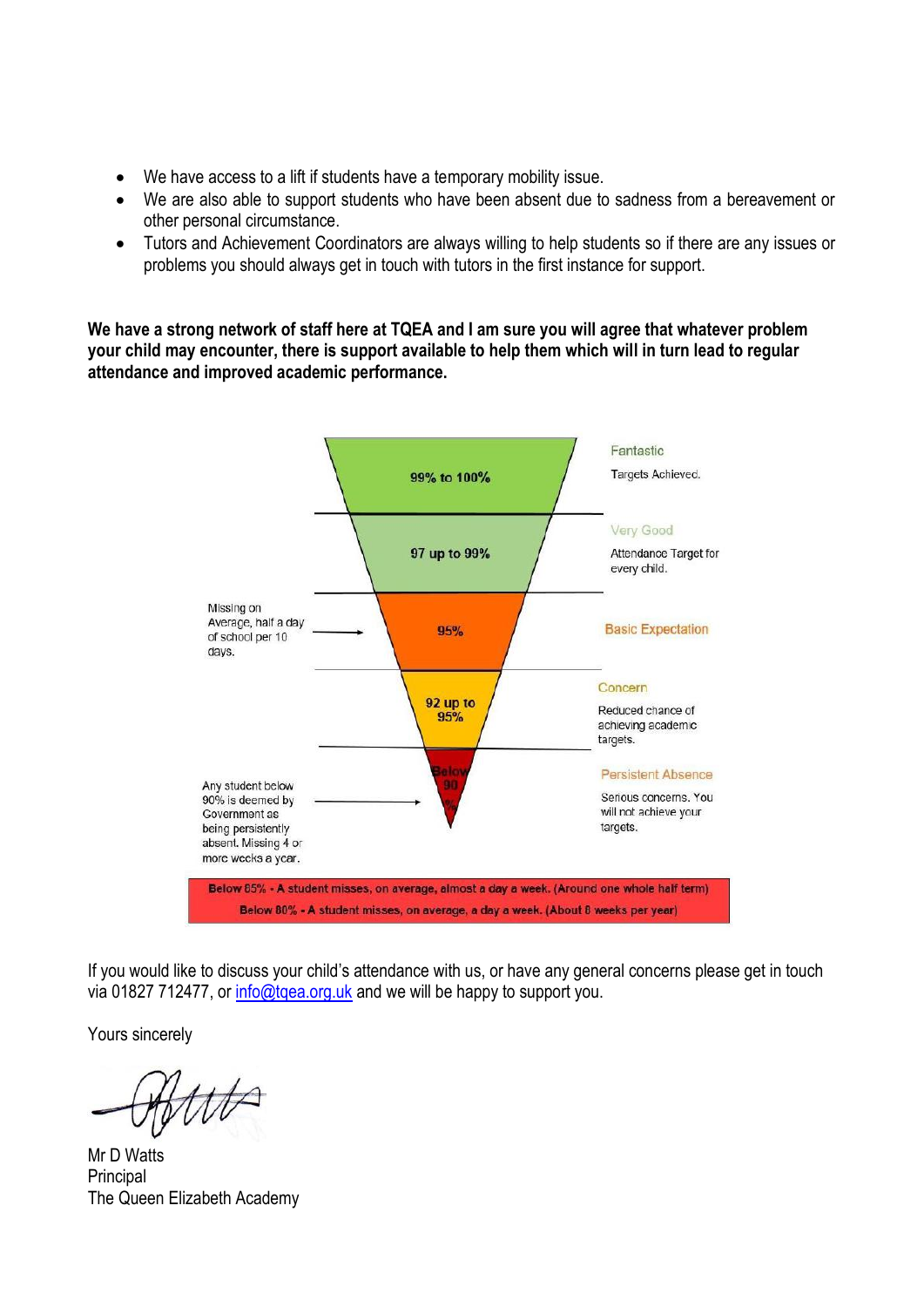- We have access to a lift if students have a temporary mobility issue.
- We are also able to support students who have been absent due to sadness from a bereavement or other personal circumstance.
- Tutors and Achievement Coordinators are always willing to help students so if there are any issues or problems you should always get in touch with tutors in the first instance for support.

**We have a strong network of staff here at TQEA and I am sure you will agree that whatever problem your child may encounter, there is support available to help them which will in turn lead to regular attendance and improved academic performance.**

99% to 100%

Fantastic

Targets Achieved.

97 up to 99%

Very Good

Attendance Target for every child.

Missing on Average, half a day of school per 10 days.

95%

Basic Expectation

92 up to 95%

Concern

Reduced chance of achieving academic targets.

Below 90 %

Persistent Absence

Serious concerns. You will not achieve your targets.

Any student below 90% is deemed by Government as being persistently absent. Missing 4 or more weeks a year.

**Below 85% - A student misses, on average, almost a day a week. (Around one whole half term)**

**Below 80% - A student misses, on average, a day a week. (About 8 weeks per year)**

If you would like to discuss your child's attendance with us, or have any general concerns please get in touch via 01827 712477, or [info@tqea.org.uk](mailto:info@tqea.org.uk) and we will be happy to support you.

Yours sincerely

Mr D Watts
Principal
The Queen Elizabeth Academy